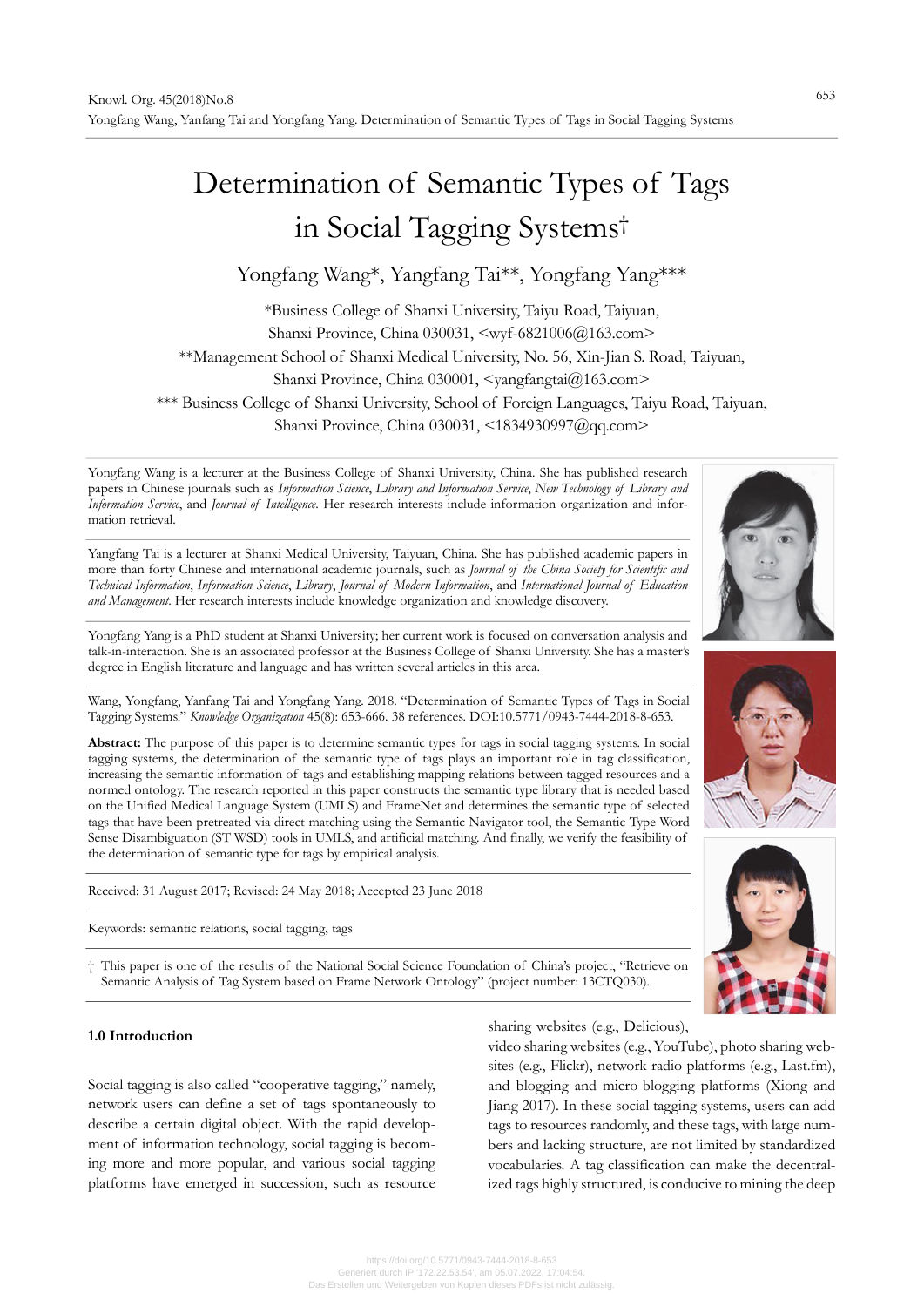# Determination of Semantic Types of Tags in Social Tagging Systems†

Yongfang Wang*, Yangfang Tai**, Yongfang Yang***

*Business College of Shanxi University, Taiyu Road, Taiyuan, Shanxi Province, China 030031, <wyf-6821006@163.com>

**Management School of Shanxi Medical University, No. 56, Xin-Jian S. Road, Taiyuan, Shanxi Province, China 030001, <yangfangtai@163.com>

*** Business College of Shanxi University, School of Foreign Languages, Taiyu Road, Taiyuan, Shanxi Province, China 030031, <1834930997@qq.com>

Yongfang Wang is a lecturer at the Business College of Shanxi University, China. She has published research papers in Chinese journals such as *Information Science*, *Library and Information Service*, *New Technology of Library and Information Service*, and *Journal of Intelligence*. Her research interests include information organization and information retrieval.

Yangfang Tai is a lecturer at Shanxi Medical University, Taiyuan, China. She has published academic papers in more than forty Chinese and international academic journals, such as *Journal of the China Society for Scientific and Technical Information*, *Information Science*, *Library*, *Journal of Modern Information*, and *International Journal of Education and Management*. Her research interests include knowledge organization and knowledge discovery.

Yongfang Yang is a PhD student at Shanxi University; her current work is focused on conversation analysis and talk-in-interaction. She is an associated professor at the Business College of Shanxi University. She has a master's degree in English literature and language and has written several articles in this area.

Wang, Yongfang, Yanfang Tai and Yongfang Yang. 2018. "Determination of Semantic Types of Tags in Social Tagging Systems." *Knowledge Organization* 45(8): 653-666. 38 references. DOI:10.5771/0943-7444-2018-8-653.

**Abstract:** The purpose of this paper is to determine semantic types for tags in social tagging systems. In social tagging systems, the determination of the semantic type of tags plays an important role in tag classification, increasing the semantic information of tags and establishing mapping relations between tagged resources and a normed ontology. The research reported in this paper constructs the semantic type library that is needed based on the Unified Medical Language System (UMLS) and FrameNet and determines the semantic type of selected tags that have been pretreated via direct matching using the Semantic Navigator tool, the Semantic Type Word Sense Disambiguation (ST WSD) tools in UMLS, and artificial matching. And finally, we verify the feasibility of the determination of semantic type for tags by empirical analysis.

Received: 31 August 2017; Revised: 24 May 2018; Accepted 23 June 2018

Keywords: semantic relations, social tagging, tags

† This paper is one of the results of the National Social Science Foundation of China's project, "Retrieve on Semantic Analysis of Tag System based on Frame Network Ontology" (project number: 13CTQ030).

## 1.0 Introduction

Social tagging is also called "cooperative tagging," namely, network users can define a set of tags spontaneously to describe a certain digital object. With the rapid development of information technology, social tagging is becoming more and more popular, and various social tagging platforms have emerged in succession, such as resource sharing websites (e.g., Delicious), video sharing websites (e.g., YouTube), photo sharing websites (e.g., Flickr), network radio platforms (e.g., Last.fm), and blogging and micro-blogging platforms (Xiong and Jiang 2017). In these social tagging systems, users can add tags to resources randomly, and these tags, with large numbers and lacking structure, are not limited by standardized vocabularies. A tag classification can make the decentralized tags highly structured, is conducive to mining the deep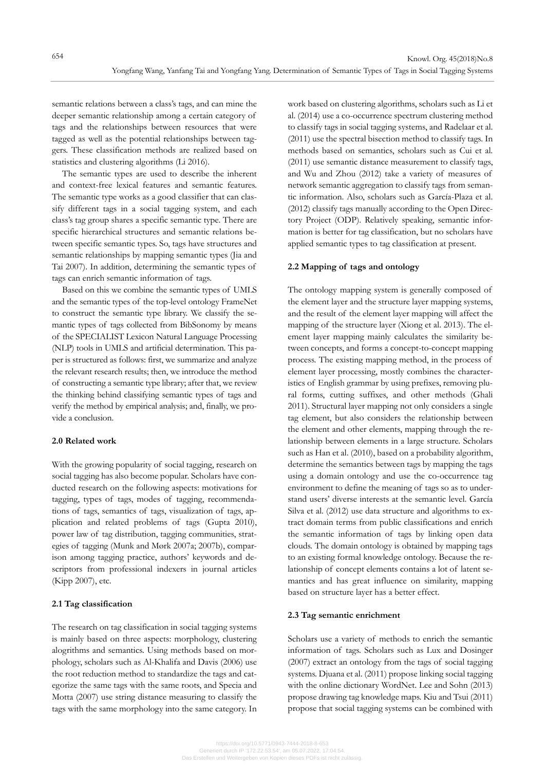semantic relations between a class's tags, and can mine the deeper semantic relationship among a certain category of tags and the relationships between resources that were tagged as well as the potential relationships between taggers. These classification methods are realized based on statistics and clustering algorithms (Li 2016).

The semantic types are used to describe the inherent and context-free lexical features and semantic features. The semantic type works as a good classifier that can classify different tags in a social tagging system, and each class's tag group shares a specific semantic type. There are specific hierarchical structures and semantic relations between specific semantic types. So, tags have structures and semantic relationships by mapping semantic types (Jia and Tai 2007). In addition, determining the semantic types of tags can enrich semantic information of tags.

Based on this we combine the semantic types of UMLS and the semantic types of the top-level ontology FrameNet to construct the semantic type library. We classify the semantic types of tags collected from BibSonomy by means of the SPECIALIST Lexicon Natural Language Processing (NLP) tools in UMLS and artificial determination. This paper is structured as follows: first, we summarize and analyze the relevant research results; then, we introduce the method of constructing a semantic type library; after that, we review the thinking behind classifying semantic types of tags and verify the method by empirical analysis; and, finally, we provide a conclusion.

## 2.0 Related work

With the growing popularity of social tagging, research on social tagging has also become popular. Scholars have conducted research on the following aspects: motivations for tagging, types of tags, modes of tagging, recommendations of tags, semantics of tags, visualization of tags, application and related problems of tags (Gupta 2010), power law of tag distribution, tagging communities, strategies of tagging (Munk and Mørk 2007a; 2007b), comparison among tagging practice, authors' keywords and descriptors from professional indexers in journal articles (Kipp 2007), etc.

### 2.1 Tag classification

The research on tag classification in social tagging systems is mainly based on three aspects: morphology, clustering alogrithms and semantics. Using methods based on morphology, scholars such as Al-Khalifa and Davis (2006) use the root reduction method to standardize the tags and categorize the same tags with the same roots, and Specia and Motta (2007) use string distance measuring to classify the tags with the same morphology into the same category. In work based on clustering algorithms, scholars such as Li et al. (2014) use a co-occurrence spectrum clustering method to classify tags in social tagging systems, and Radelaar et al. (2011) use the spectral bisection method to classify tags. In methods based on semantics, scholars such as Cui et al. (2011) use semantic distance measurement to classify tags, and Wu and Zhou (2012) take a variety of measures of network semantic aggregation to classify tags from semantic information. Also, scholars such as García-Plaza et al. (2012) classify tags manually according to the Open Directory Project (ODP). Relatively speaking, semantic information is better for tag classification, but no scholars have applied semantic types to tag classification at present.

### 2.2 Mapping of tags and ontology

The ontology mapping system is generally composed of the element layer and the structure layer mapping systems, and the result of the element layer mapping will affect the mapping of the structure layer (Xiong et al. 2013). The element layer mapping mainly calculates the similarity between concepts, and forms a concept-to-concept mapping process. The existing mapping method, in the process of element layer processing, mostly combines the characteristics of English grammar by using prefixes, removing plural forms, cutting suffixes, and other methods (Ghali 2011). Structural layer mapping not only considers a single tag element, but also considers the relationship between the element and other elements, mapping through the relationship between elements in a large structure. Scholars such as Han et al. (2010), based on a probability algorithm, determine the semantics between tags by mapping the tags using a domain ontology and use the co-occurrence tag environment to define the meaning of tags so as to understand users' diverse interests at the semantic level. García Silva et al. (2012) use data structure and algorithms to extract domain terms from public classifications and enrich the semantic information of tags by linking open data clouds. The domain ontology is obtained by mapping tags to an existing formal knowledge ontology. Because the relationship of concept elements contains a lot of latent semantics and has great influence on similarity, mapping based on structure layer has a better effect.

### 2.3 Tag semantic enrichment

Scholars use a variety of methods to enrich the semantic information of tags. Scholars such as Lux and Dosinger (2007) extract an ontology from the tags of social tagging systems. Djuana et al. (2011) propose linking social tagging with the online dictionary WordNet. Lee and Sohn (2013) propose drawing tag knowledge maps. Kiu and Tsui (2011) propose that social tagging systems can be combined with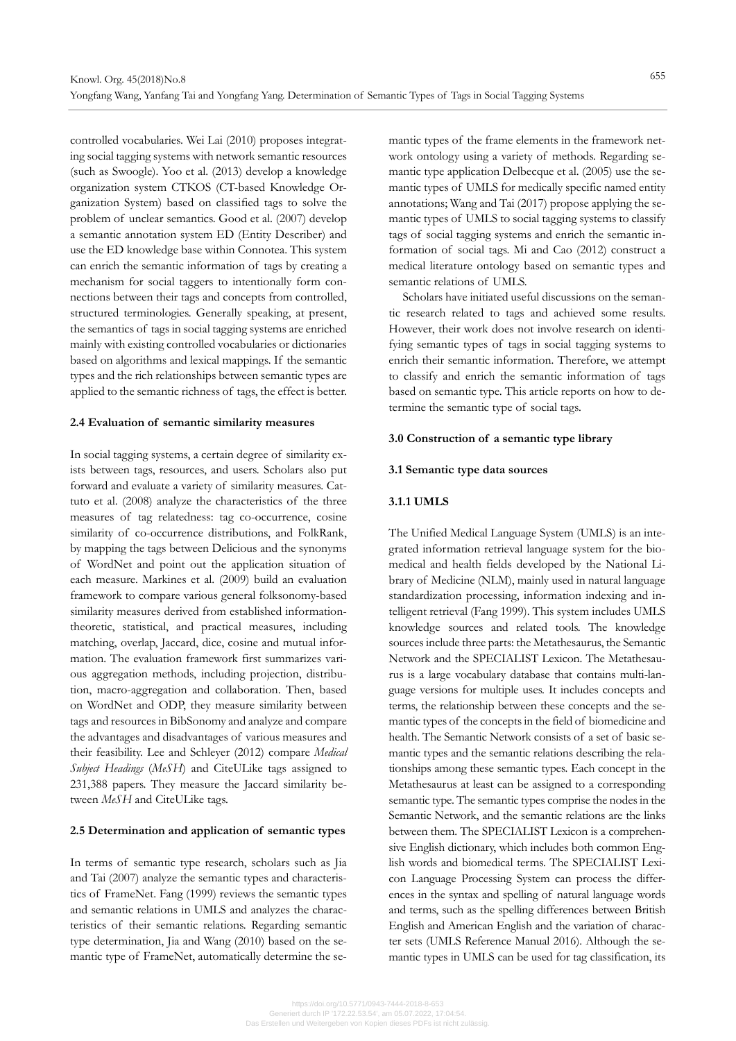controlled vocabularies. Wei Lai (2010) proposes integrating social tagging systems with network semantic resources (such as Swoogle). Yoo et al. (2013) develop a knowledge organization system CTKOS (CT-based Knowledge Organization System) based on classified tags to solve the problem of unclear semantics. Good et al. (2007) develop a semantic annotation system ED (Entity Describer) and use the ED knowledge base within Connotea. This system can enrich the semantic information of tags by creating a mechanism for social taggers to intentionally form connections between their tags and concepts from controlled, structured terminologies. Generally speaking, at present, the semantics of tags in social tagging systems are enriched mainly with existing controlled vocabularies or dictionaries based on algorithms and lexical mappings. If the semantic types and the rich relationships between semantic types are applied to the semantic richness of tags, the effect is better.

### 2.4 Evaluation of semantic similarity measures

In social tagging systems, a certain degree of similarity exists between tags, resources, and users. Scholars also put forward and evaluate a variety of similarity measures. Cattuto et al. (2008) analyze the characteristics of the three measures of tag relatedness: tag co-occurrence, cosine similarity of co-occurrence distributions, and FolkRank, by mapping the tags between Delicious and the synonyms of WordNet and point out the application situation of each measure. Markines et al. (2009) build an evaluation framework to compare various general folksonomy-based similarity measures derived from established information-theoretic, statistical, and practical measures, including matching, overlap, Jaccard, dice, cosine and mutual information. The evaluation framework first summarizes various aggregation methods, including projection, distribution, macro-aggregation and collaboration. Then, based on WordNet and ODP, they measure similarity between tags and resources in BibSonomy and analyze and compare the advantages and disadvantages of various measures and their feasibility. Lee and Schleyer (2012) compare *Medical Subject Headings* (*MeSH*) and CiteULike tags assigned to 231,388 papers. They measure the Jaccard similarity between *MeSH* and CiteULike tags.

### 2.5 Determination and application of semantic types

In terms of semantic type research, scholars such as Jia and Tai (2007) analyze the semantic types and characteristics of FrameNet. Fang (1999) reviews the semantic types and semantic relations in UMLS and analyzes the characteristics of their semantic relations. Regarding semantic type determination, Jia and Wang (2010) based on the semantic type of FrameNet, automatically determine the semantic types of the frame elements in the framework network ontology using a variety of methods. Regarding semantic type application Delbecque et al. (2005) use the semantic types of UMLS for medically specific named entity annotations; Wang and Tai (2017) propose applying the semantic types of UMLS to social tagging systems to classify tags of social tagging systems and enrich the semantic information of social tags. Mi and Cao (2012) construct a medical literature ontology based on semantic types and semantic relations of UMLS.

Scholars have initiated useful discussions on the semantic research related to tags and achieved some results. However, their work does not involve research on identifying semantic types of tags in social tagging systems to enrich their semantic information. Therefore, we attempt to classify and enrich the semantic information of tags based on semantic type. This article reports on how to determine the semantic type of social tags.

## 3.0 Construction of a semantic type library

### 3.1 Semantic type data sources

#### 3.1.1 UMLS

The Unified Medical Language System (UMLS) is an integrated information retrieval language system for the biomedical and health fields developed by the National Library of Medicine (NLM), mainly used in natural language standardization processing, information indexing and intelligent retrieval (Fang 1999). This system includes UMLS knowledge sources and related tools. The knowledge sources include three parts: the Metathesaurus, the Semantic Network and the SPECIALIST Lexicon. The Metathesaurus is a large vocabulary database that contains multi-language versions for multiple uses. It includes concepts and terms, the relationship between these concepts and the semantic types of the concepts in the field of biomedicine and health. The Semantic Network consists of a set of basic semantic types and the semantic relations describing the relationships among these semantic types. Each concept in the Metathesaurus at least can be assigned to a corresponding semantic type. The semantic types comprise the nodes in the Semantic Network, and the semantic relations are the links between them. The SPECIALIST Lexicon is a comprehensive English dictionary, which includes both common English words and biomedical terms. The SPECIALIST Lexicon Language Processing System can process the differences in the syntax and spelling of natural language words and terms, such as the spelling differences between British English and American English and the variation of character sets (UMLS Reference Manual 2016). Although the semantic types in UMLS can be used for tag classification, its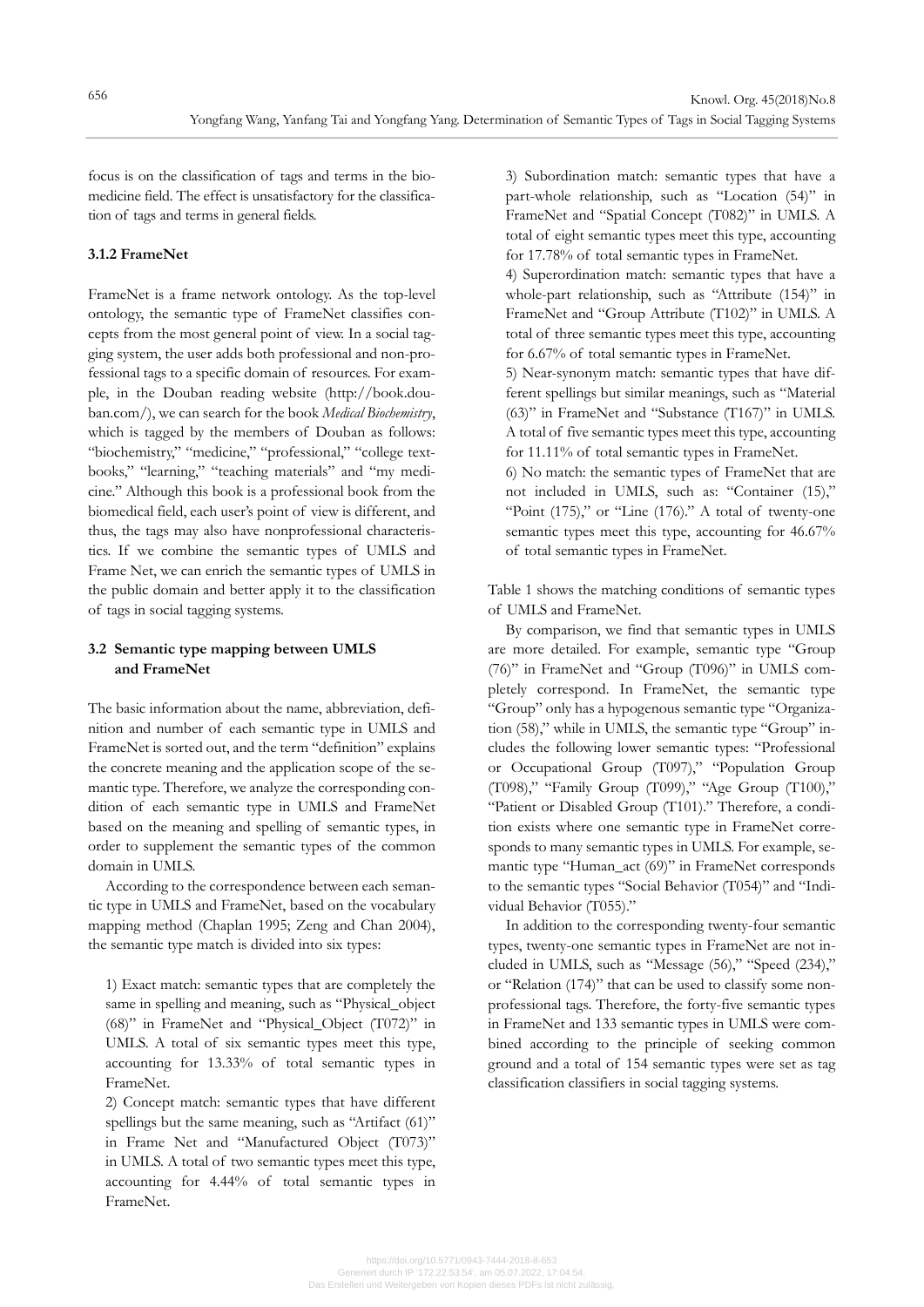focus is on the classification of tags and terms in the biomedicine field. The effect is unsatisfactory for the classification of tags and terms in general fields.

### 3.1.2 FrameNet

FrameNet is a frame network ontology. As the top-level ontology, the semantic type of FrameNet classifies concepts from the most general point of view. In a social tagging system, the user adds both professional and non-professional tags to a specific domain of resources. For example, in the Douban reading website (http://book.douban.com/), we can search for the book *Medical Biochemistry*, which is tagged by the members of Douban as follows: "biochemistry," "medicine," "professional," "college textbooks," "learning," "teaching materials" and "my medicine." Although this book is a professional book from the biomedical field, each user's point of view is different, and thus, the tags may also have nonprofessional characteristics. If we combine the semantic types of UMLS and Frame Net, we can enrich the semantic types of UMLS in the public domain and better apply it to the classification of tags in social tagging systems.

## 3.2 Semantic type mapping between UMLS and FrameNet

The basic information about the name, abbreviation, definition and number of each semantic type in UMLS and FrameNet is sorted out, and the term "definition" explains the concrete meaning and the application scope of the semantic type. Therefore, we analyze the corresponding condition of each semantic type in UMLS and FrameNet based on the meaning and spelling of semantic types, in order to supplement the semantic types of the common domain in UMLS.

According to the correspondence between each semantic type in UMLS and FrameNet, based on the vocabulary mapping method (Chaplan 1995; Zeng and Chan 2004), the semantic type match is divided into six types:

1) Exact match: semantic types that are completely the same in spelling and meaning, such as "Physical_object (68)" in FrameNet and "Physical_Object (T072)" in UMLS. A total of six semantic types meet this type, accounting for 13.33% of total semantic types in FrameNet.

2) Concept match: semantic types that have different spellings but the same meaning, such as "Artifact (61)" in Frame Net and "Manufactured Object (T073)" in UMLS. A total of two semantic types meet this type, accounting for 4.44% of total semantic types in FrameNet.

3) Subordination match: semantic types that have a part-whole relationship, such as "Location (54)" in FrameNet and "Spatial Concept (T082)" in UMLS. A total of eight semantic types meet this type, accounting for 17.78% of total semantic types in FrameNet.

4) Superordination match: semantic types that have a whole-part relationship, such as "Attribute (154)" in FrameNet and "Group Attribute (T102)" in UMLS. A total of three semantic types meet this type, accounting for 6.67% of total semantic types in FrameNet.

5) Near-synonym match: semantic types that have different spellings but similar meanings, such as "Material (63)" in FrameNet and "Substance (T167)" in UMLS. A total of five semantic types meet this type, accounting for 11.11% of total semantic types in FrameNet.

6) No match: the semantic types of FrameNet that are not included in UMLS, such as: "Container (15)," "Point (175)," or "Line (176)." A total of twenty-one semantic types meet this type, accounting for 46.67% of total semantic types in FrameNet.

Table 1 shows the matching conditions of semantic types of UMLS and FrameNet.

By comparison, we find that semantic types in UMLS are more detailed. For example, semantic type "Group (76)" in FrameNet and "Group (T096)" in UMLS completely correspond. In FrameNet, the semantic type "Group" only has a hypogenous semantic type "Organization (58)," while in UMLS, the semantic type "Group" includes the following lower semantic types: "Professional or Occupational Group (T097)," "Population Group (T098)," "Family Group (T099)," "Age Group (T100)," "Patient or Disabled Group (T101)." Therefore, a condition exists where one semantic type in FrameNet corresponds to many semantic types in UMLS. For example, semantic type "Human_act (69)" in FrameNet corresponds to the semantic types "Social Behavior (T054)" and "Individual Behavior (T055)."

In addition to the corresponding twenty-four semantic types, twenty-one semantic types in FrameNet are not included in UMLS, such as "Message (56)," "Speed (234)," or "Relation (174)" that can be used to classify some nonprofessional tags. Therefore, the forty-five semantic types in FrameNet and 133 semantic types in UMLS were combined according to the principle of seeking common ground and a total of 154 semantic types were set as tag classification classifiers in social tagging systems.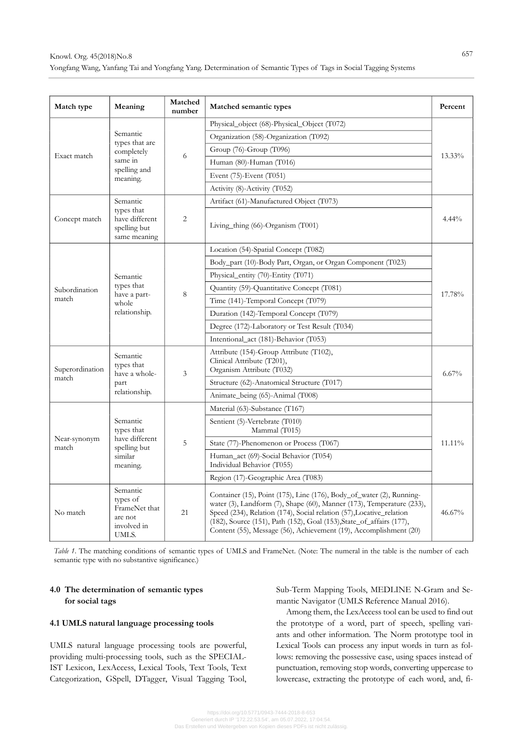| Match type | Meaning | Matched number | Matched semantic types | Percent |
|---|---|---|---|---|
| Exact match | Semantic types that are completely same in spelling and meaning. | 6 | Physical_object (68)-Physical_Object (T072) | 13.33% |
| | | | Organization (58)-Organization (T092) | |
| | | | Group (76)-Group (T096) | |
| | | | Human (80)-Human (T016) | |
| | | | Event (75)-Event (T051) | |
| | | | Activity (8)-Activity (T052) | |
| Concept match | Semantic types that have different spelling but same meaning | 2 | Artifact (61)-Manufactured Object (T073) | 4.44% |
| | | | Living_thing (66)-Organism (T001) | |
| Subordination match | Semantic types that have a part-whole relationship. | 8 | Location (54)-Spatial Concept (T082) | 17.78% |
| | | | Body_part (10)-Body Part, Organ, or Organ Component (T023) | |
| | | | Physical_entity (70)-Entity (T071) | |
| | | | Quantity (59)-Quantitative Concept (T081) | |
| | | | Time (141)-Temporal Concept (T079) | |
| | | | Duration (142)-Temporal Concept (T079) | |
| | | | Degree (172)-Laboratory or Test Result (T034) | |
| | | | Intentional_act (181)-Behavior (T053) | |
| Superordination match | Semantic types that have a whole-part relationship. | 3 | Attribute (154)-Group Attribute (T102), Clinical Attribute (T201), Organism Attribute (T032) | 6.67% |
| | | | Structure (62)-Anatomical Structure (T017) | |
| | | | Animate_being (65)-Animal (T008) | |
| Near-synonym match | Semantic types that have different spelling but similar meaning. | 5 | Material (63)-Substance (T167) | 11.11% |
| | | | Sentient (5)-Vertebrate (T010) Mammal (T015) | |
| | | | State (77)-Phenomenon or Process (T067) | |
| | | | Human_act (69)-Social Behavior (T054) Individual Behavior (T055) | |
| | | | Region (17)-Geographic Area (T083) | |
| No match | Semantic types of FrameNet that are not involved in UMLS. | 21 | Container (15), Point (175), Line (176), Body_of_water (2), Running-water (3), Landform (7), Shape (60), Manner (173), Temperature (233), Speed (234), Relation (174), Social relation (57),Locative_relation (182), Source (151), Path (152), Goal (153),State_of_affairs (177), Content (55), Message (56), Achievement (19), Accomplishment (20) | 46.67% |

*Table 1*. The matching conditions of semantic types of UMLS and FrameNet. (Note: The numeral in the table is the number of each semantic type with no substantive significance.)

## 4.0 The determination of semantic types for social tags

### 4.1 UMLS natural language processing tools

UMLS natural language processing tools are powerful, providing multi-processing tools, such as the SPECIALIST Lexicon, LexAccess, Lexical Tools, Text Tools, Text Categorization, GSpell, DTagger, Visual Tagging Tool, Sub-Term Mapping Tools, MEDLINE N-Gram and Semantic Navigator (UMLS Reference Manual 2016).

Among them, the LexAccess tool can be used to find out the prototype of a word, part of speech, spelling variants and other information. The Norm prototype tool in Lexical Tools can process any input words in turn as follows: removing the possessive case, using spaces instead of punctuation, removing stop words, converting uppercase to lowercase, extracting the prototype of each word, and, fi-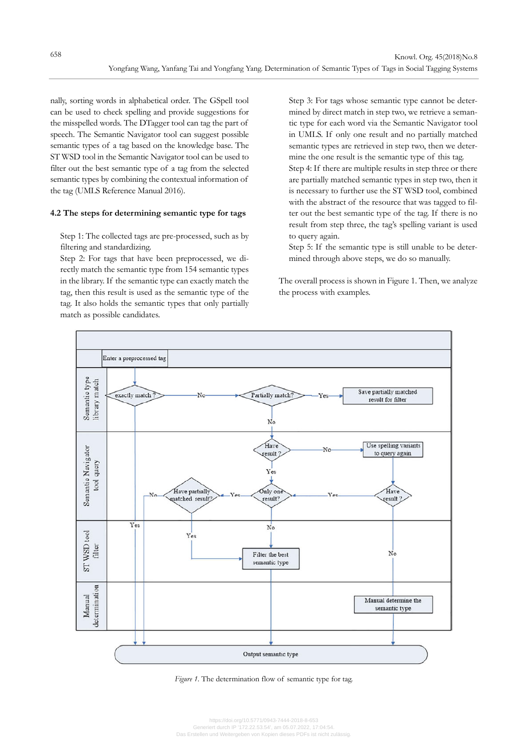nally, sorting words in alphabetical order. The GSpell tool can be used to check spelling and provide suggestions for the misspelled words. The DTagger tool can tag the part of speech. The Semantic Navigator tool can suggest possible semantic types of a tag based on the knowledge base. The ST WSD tool in the Semantic Navigator tool can be used to filter out the best semantic type of a tag from the selected semantic types by combining the contextual information of the tag (UMLS Reference Manual 2016).

### 4.2 The steps for determining semantic type for tags

Step 1: The collected tags are pre-processed, such as by filtering and standardizing.

Step 2: For tags that have been preprocessed, we directly match the semantic type from 154 semantic types in the library. If the semantic type can exactly match the tag, then this result is used as the semantic type of the tag. It also holds the semantic types that only partially match as possible candidates.

Step 3: For tags whose semantic type cannot be determined by direct match in step two, we retrieve a semantic type for each word via the Semantic Navigator tool in UMLS. If only one result and no partially matched semantic types are retrieved in step two, then we determine the one result is the semantic type of this tag.

Step 4: If there are multiple results in step three or there are partially matched semantic types in step two, then it is necessary to further use the ST WSD tool, combined with the abstract of the resource that was tagged to filter out the best semantic type of the tag. If there is no result from step three, the tag's spelling variant is used to query again.

Step 5: If the semantic type is still unable to be determined through above steps, we do so manually.

The overall process is shown in Figure 1. Then, we analyze the process with examples.

*Figure 1*. The determination flow of semantic type for tag.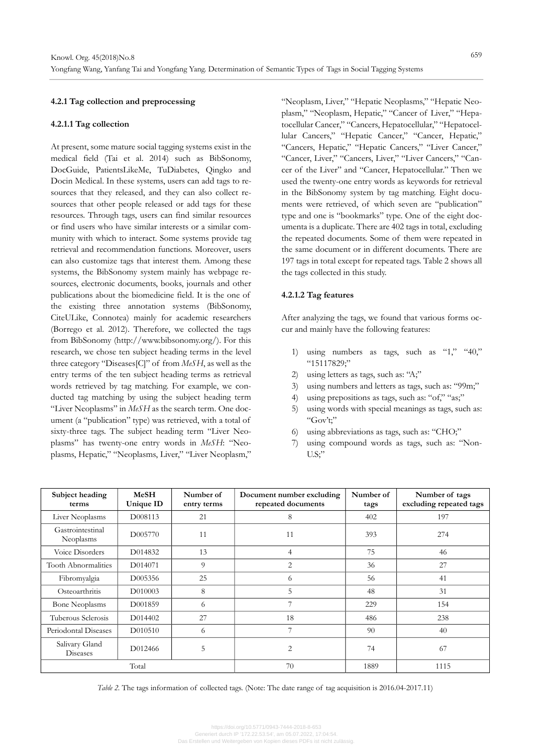#### 4.2.1 Tag collection and preprocessing

##### 4.2.1.1 Tag collection

At present, some mature social tagging systems exist in the medical field (Tai et al. 2014) such as BibSonomy, DocGuide, PatientsLikeMe, TuDiabetes, Qingko and Docin Medical. In these systems, users can add tags to resources that they released, and they can also collect resources that other people released or add tags for these resources. Through tags, users can find similar resources or find users who have similar interests or a similar community with which to interact. Some systems provide tag retrieval and recommendation functions. Moreover, users can also customize tags that interest them. Among these systems, the BibSonomy system mainly has webpage resources, electronic documents, books, journals and other publications about the biomedicine field. It is the one of the existing three annotation systems (BibSonomy, CiteULike, Connotea) mainly for academic researchers (Borrego et al. 2012). Therefore, we collected the tags from BibSonomy (http://www.bibsonomy.org/). For this research, we chose ten subject heading terms in the level three category "Diseases[C]" of from *MeSH*, as well as the entry terms of the ten subject heading terms as retrieval words retrieved by tag matching. For example, we conducted tag matching by using the subject heading term "Liver Neoplasms" in *MeSH* as the search term. One document (a "publication" type) was retrieved, with a total of sixty-three tags. The subject heading term "Liver Neoplasms" has twenty-one entry words in *MeSH*: "Neoplasms, Hepatic," "Neoplasms, Liver," "Liver Neoplasm," "Neoplasm, Liver," "Hepatic Neoplasms," "Hepatic Neoplasm," "Neoplasm, Hepatic," "Cancer of Liver," "Hepatocellular Cancer," "Cancers, Hepatocellular," "Hepatocellular Cancers," "Hepatic Cancer," "Cancer, Hepatic," "Cancers, Hepatic," "Hepatic Cancers," "Liver Cancer," "Cancer, Liver," "Cancers, Liver," "Liver Cancers," "Cancer of the Liver" and "Cancer, Hepatocellular." Then we used the twenty-one entry words as keywords for retrieval in the BibSonomy system by tag matching. Eight documents were retrieved, of which seven are "publication" type and one is "bookmarks" type. One of the eight documenta is a duplicate. There are 402 tags in total, excluding the repeated documents. Some of them were repeated in the same document or in different documents. There are 197 tags in total except for repeated tags. Table 2 shows all the tags collected in this study.

##### 4.2.1.2 Tag features

After analyzing the tags, we found that various forms occur and mainly have the following features:

1) using numbers as tags, such as "1," "40," "15117829;"
2) using letters as tags, such as: "A;"
3) using numbers and letters as tags, such as: "99m;"
4) using prepositions as tags, such as: "of," "as;"
5) using words with special meanings as tags, such as: "Gov't;"
6) using abbreviations as tags, such as: "CHO;"
7) using compound words as tags, such as: "Non-U.S;"

| Subject heading terms | MeSH Unique ID | Number of entry terms | Document number excluding repeated documents | Number of tags | Number of tags excluding repeated tags |
|---|---|---|---|---|---|
| Liver Neoplasms | D008113 | 21 | 8 | 402 | 197 |
| Gastrointestinal Neoplasms | D005770 | 11 | 11 | 393 | 274 |
| Voice Disorders | D014832 | 13 | 4 | 75 | 46 |
| Tooth Abnormalities | D014071 | 9 | 2 | 36 | 27 |
| Fibromyalgia | D005356 | 25 | 6 | 56 | 41 |
| Osteoarthritis | D010003 | 8 | 5 | 48 | 31 |
| Bone Neoplasms | D001859 | 6 | 7 | 229 | 154 |
| Tuberous Sclerosis | D014402 | 27 | 18 | 486 | 238 |
| Periodontal Diseases | D010510 | 6 | 7 | 90 | 40 |
| Salivary Gland Diseases | D012466 | 5 | 2 | 74 | 67 |
| Total | | | 70 | 1889 | 1115 |

*Table 2.* The tags information of collected tags. (Note: The date range of tag acquisition is 2016.04-2017.11)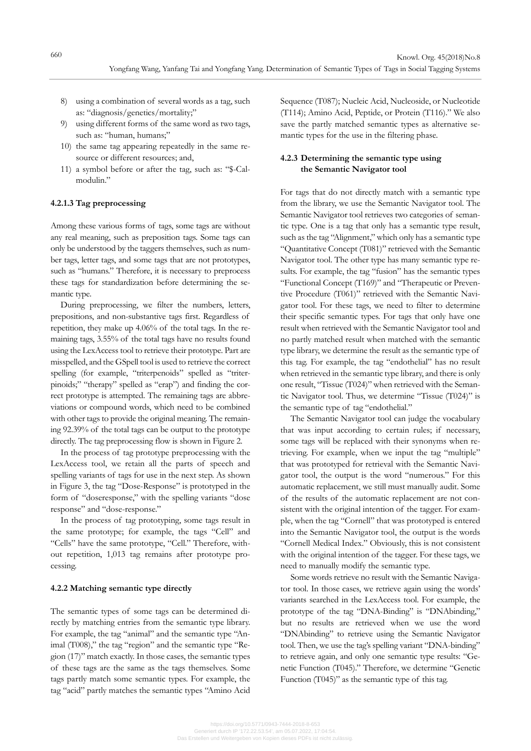8) using a combination of several words as a tag, such as: "diagnosis/genetics/mortality;"
9) using different forms of the same word as two tags, such as: "human, humans;"
10) the same tag appearing repeatedly in the same resource or different resources; and,
11) a symbol before or after the tag, such as: "$-Calmodulin."

#### 4.2.1.3 Tag preprocessing

Among these various forms of tags, some tags are without any real meaning, such as preposition tags. Some tags can only be understood by the taggers themselves, such as number tags, letter tags, and some tags that are not prototypes, such as "humans." Therefore, it is necessary to preprocess these tags for standardization before determining the semantic type.

During preprocessing, we filter the numbers, letters, prepositions, and non-substantive tags first. Regardless of repetition, they make up 4.06% of the total tags. In the remaining tags, 3.55% of the total tags have no results found using the LexAccess tool to retrieve their prototype. Part are misspelled, and the GSpell tool is used to retrieve the correct spelling (for example, "triterpenoids" spelled as "triterpinoids;" "therapy" spelled as "erap") and finding the correct prototype is attempted. The remaining tags are abbreviations or compound words, which need to be combined with other tags to provide the original meaning. The remaining 92.39% of the total tags can be output to the prototype directly. The tag preprocessing flow is shown in Figure 2.

In the process of tag prototype preprocessing with the LexAccess tool, we retain all the parts of speech and spelling variants of tags for use in the next step. As shown in Figure 3, the tag "Dose-Response" is prototyped in the form of "doseresponse," with the spelling variants "dose response" and "dose-response."

In the process of tag prototyping, some tags result in the same prototype; for example, the tags "Cell" and "Cells" have the same prototype, "Cell." Therefore, without repetition, 1,013 tag remains after prototype processing.

### 4.2.2 Matching semantic type directly

The semantic types of some tags can be determined directly by matching entries from the semantic type library. For example, the tag "animal" and the semantic type "Animal (T008)," the tag "region" and the semantic type "Region (17)" match exactly. In those cases, the semantic types of these tags are the same as the tags themselves. Some tags partly match some semantic types. For example, the tag "acid" partly matches the semantic types "Amino Acid Sequence (T087); Nucleic Acid, Nucleoside, or Nucleotide (T114); Amino Acid, Peptide, or Protein (T116)." We also save the partly matched semantic types as alternative semantic types for the use in the filtering phase.

### 4.2.3 Determining the semantic type using the Semantic Navigator tool

For tags that do not directly match with a semantic type from the library, we use the Semantic Navigator tool. The Semantic Navigator tool retrieves two categories of semantic type. One is a tag that only has a semantic type result, such as the tag "Alignment," which only has a semantic type "Quantitative Concept (T081)" retrieved with the Semantic Navigator tool. The other type has many semantic type results. For example, the tag "fusion" has the semantic types "Functional Concept (T169)" and "Therapeutic or Preventive Procedure (T061)" retrieved with the Semantic Navigator tool. For these tags, we need to filter to determine their specific semantic types. For tags that only have one result when retrieved with the Semantic Navigator tool and no partly matched result when matched with the semantic type library, we determine the result as the semantic type of this tag. For example, the tag "endothelial" has no result when retrieved in the semantic type library, and there is only one result, "Tissue (T024)" when retrieved with the Semantic Navigator tool. Thus, we determine "Tissue (T024)" is the semantic type of tag "endothelial."

The Semantic Navigator tool can judge the vocabulary that was input according to certain rules; if necessary, some tags will be replaced with their synonyms when retrieving. For example, when we input the tag "multiple" that was prototyped for retrieval with the Semantic Navigator tool, the output is the word "numerous." For this automatic replacement, we still must manually audit. Some of the results of the automatic replacement are not consistent with the original intention of the tagger. For example, when the tag "Cornell" that was prototyped is entered into the Semantic Navigator tool, the output is the words "Cornell Medical Index." Obviously, this is not consistent with the original intention of the tagger. For these tags, we need to manually modify the semantic type.

Some words retrieve no result with the Semantic Navigator tool. In those cases, we retrieve again using the words' variants searched in the LexAccess tool. For example, the prototype of the tag "DNA-Binding" is "DNAbinding," but no results are retrieved when we use the word "DNAbinding" to retrieve using the Semantic Navigator tool. Then, we use the tag's spelling variant "DNA-binding" to retrieve again, and only one semantic type results: "Genetic Function (T045)." Therefore, we determine "Genetic Function (T045)" as the semantic type of this tag.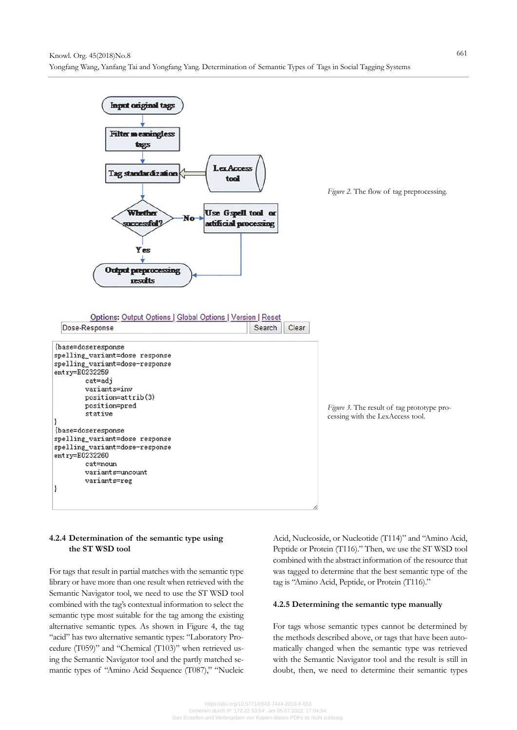Figure 2. The flow of tag preprocessing.

```
{base=doseresponse
spelling_variant=dose response
spelling_variant=dose-response
entry=E0232259
        cat=adj
        variants=inv
        position=attrib(3)
        position=pred
        stative
}
{base=doseresponse
spelling_variant=dose response
spelling_variant=dose-response
entry=E0232260
        cat=noun
        variants=uncount
        variants=reg
}
```

Figure 3. The result of tag prototype processing with the LexAccess tool.

### 4.2.4 Determination of the semantic type using the ST WSD tool

For tags that result in partial matches with the semantic type library or have more than one result when retrieved with the Semantic Navigator tool, we need to use the ST WSD tool combined with the tag's contextual information to select the semantic type most suitable for the tag among the existing alternative semantic types. As shown in Figure 4, the tag "acid" has two alternative semantic types: "Laboratory Procedure (T059)" and "Chemical (T103)" when retrieved using the Semantic Navigator tool and the partly matched semantic types of "Amino Acid Sequence (T087)," "Nucleic Acid, Nucleoside, or Nucleotide (T114)" and "Amino Acid, Peptide or Protein (T116)." Then, we use the ST WSD tool combined with the abstract information of the resource that was tagged to determine that the best semantic type of the tag is "Amino Acid, Peptide, or Protein (T116)."

### 4.2.5 Determining the semantic type manually

For tags whose semantic types cannot be determined by the methods described above, or tags that have been automatically changed when the semantic type was retrieved with the Semantic Navigator tool and the result is still in doubt, then, we need to determine their semantic types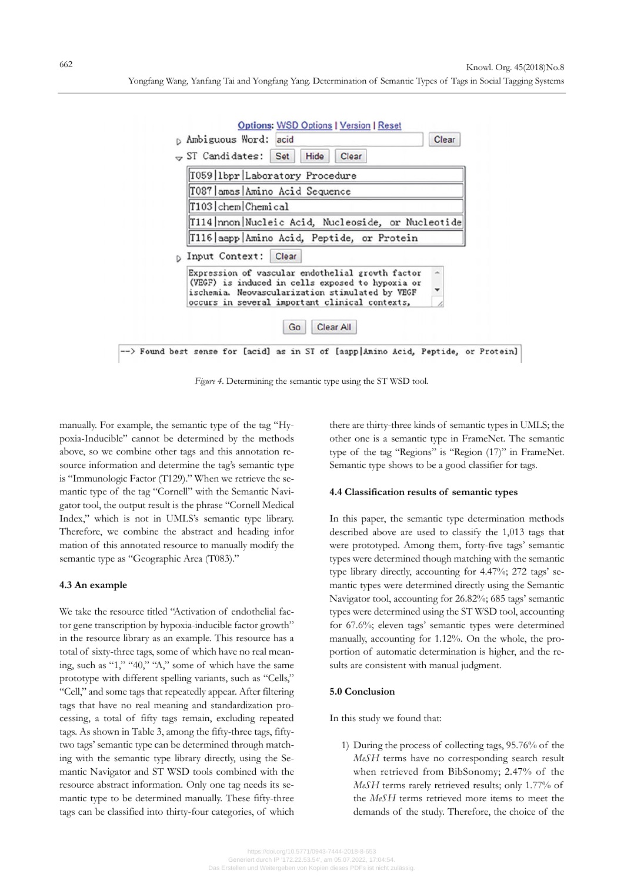Options: WSD Options | Version | Reset

Ambiguous Word: acid

ST Candidates:

```
T059|lbpr|Laboratory Procedure
T087|amas|Amino Acid Sequence
T103|chem|Chemical
T114|nnon|Nucleic Acid, Nucleoside, or Nucleotide
T116|aapp|Amino Acid, Peptide, or Protein
```

Input Context:

```
Expression of vascular endothelial growth factor
(VEGF) is induced in cells exposed to hypoxia or
ischemia. Neovascularization stimulated by VEGF
occurs in several important clinical contexts,
```

```
--> Found best sense for [acid] as in ST of [aapp|Amino Acid, Peptide, or Protein]
```

*Figure 4*. Determining the semantic type using the ST WSD tool.

manually. For example, the semantic type of the tag "Hypoxia-Inducible" cannot be determined by the methods above, so we combine other tags and this annotation resource information and determine the tag's semantic type is "Immunologic Factor (T129)." When we retrieve the semantic type of the tag "Cornell" with the Semantic Navigator tool, the output result is the phrase "Cornell Medical Index," which is not in UMLS's semantic type library. Therefore, we combine the abstract and heading information of this annotated resource to manually modify the semantic type as "Geographic Area (T083)."

### 4.3 An example

We take the resource titled "Activation of endothelial factor gene transcription by hypoxia-inducible factor growth" in the resource library as an example. This resource has a total of sixty-three tags, some of which have no real meaning, such as "1," "40," "A," some of which have the same prototype with different spelling variants, such as "Cells," "Cell," and some tags that repeatedly appear. After filtering tags that have no real meaning and standardization processing, a total of fifty tags remain, excluding repeated tags. As shown in Table 3, among the fifty-three tags, fifty-two tags' semantic type can be determined through matching with the semantic type library directly, using the Semantic Navigator and ST WSD tools combined with the resource abstract information. Only one tag needs its semantic type to be determined manually. These fifty-three tags can be classified into thirty-four categories, of which there are thirty-three kinds of semantic types in UMLS; the other one is a semantic type in FrameNet. The semantic type of the tag "Regions" is "Region (17)" in FrameNet. Semantic type shows to be a good classifier for tags.

### 4.4 Classification results of semantic types

In this paper, the semantic type determination methods described above are used to classify the 1,013 tags that were prototyped. Among them, forty-five tags' semantic types were determined though matching with the semantic type library directly, accounting for 4.47%; 272 tags' semantic types were determined directly using the Semantic Navigator tool, accounting for 26.82%; 685 tags' semantic types were determined using the ST WSD tool, accounting for 67.6%; eleven tags' semantic types were determined manually, accounting for 1.12%. On the whole, the proportion of automatic determination is higher, and the results are consistent with manual judgment.

## 5.0 Conclusion

In this study we found that:

1) During the process of collecting tags, 95.76% of the *MeSH* terms have no corresponding search result when retrieved from BibSonomy; 2.47% of the *MeSH* terms rarely retrieved results; only 1.77% of the *MeSH* terms retrieved more items to meet the demands of the study. Therefore, the choice of the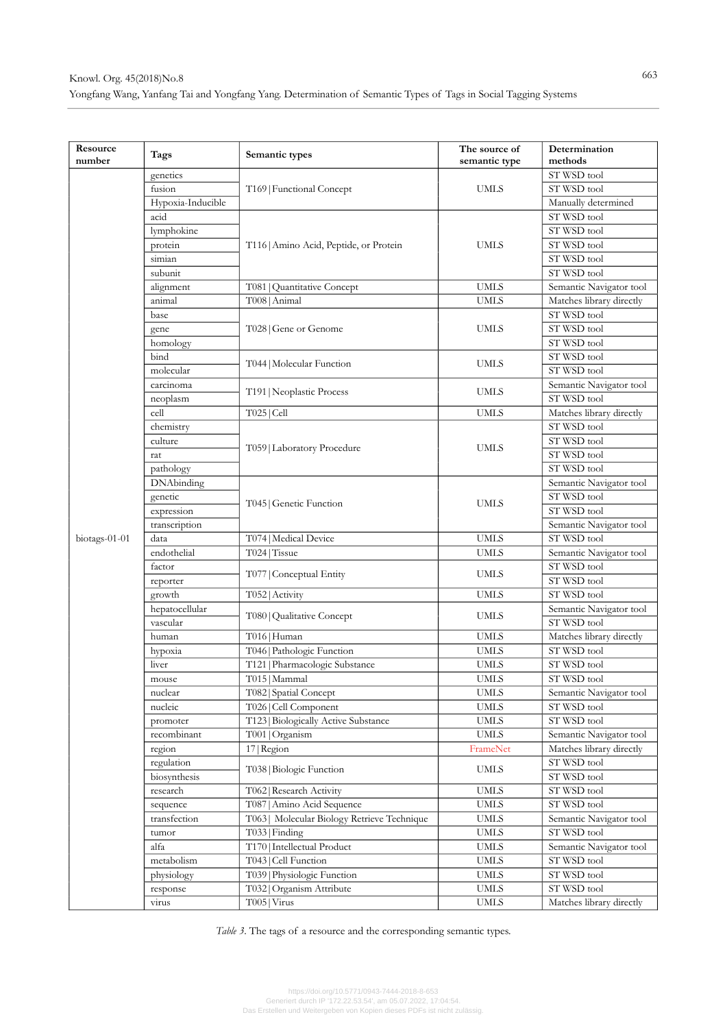| Resource number | Tags | Semantic types | The source of semantic type | Determination methods |
|---|---|---|---|---|
| biotags-01-01 | genetics | T169 \| Functional Concept | UMLS | ST WSD tool |
| | fusion | | | ST WSD tool |
| | Hypoxia-Inducible | | | Manually determined |
| | acid | T116 \| Amino Acid, Peptide, or Protein | UMLS | ST WSD tool |
| | lymphokine | | | ST WSD tool |
| | protein | | | ST WSD tool |
| | simian | | | ST WSD tool |
| | subunit | | | ST WSD tool |
| | alignment | T081 \| Quantitative Concept | UMLS | Semantic Navigator tool |
| | animal | T008 \| Animal | UMLS | Matches library directly |
| | base | T028 \| Gene or Genome | UMLS | ST WSD tool |
| | gene | | | ST WSD tool |
| | homology | | | ST WSD tool |
| | bind | T044 \| Molecular Function | UMLS | ST WSD tool |
| | molecular | | | ST WSD tool |
| | carcinoma | T191 \| Neoplastic Process | UMLS | Semantic Navigator tool |
| | neoplasm | | | ST WSD tool |
| | cell | T025 \| Cell | UMLS | Matches library directly |
| | chemistry | T059 \| Laboratory Procedure | UMLS | ST WSD tool |
| | culture | | | ST WSD tool |
| | rat | | | ST WSD tool |
| | pathology | | | ST WSD tool |
| | DNAbinding | T045 \| Genetic Function | UMLS | Semantic Navigator tool |
| | genetic | | | ST WSD tool |
| | expression | | | ST WSD tool |
| | transcription | | | Semantic Navigator tool |
| | data | T074 \| Medical Device | UMLS | ST WSD tool |
| | endothelial | T024 \| Tissue | UMLS | Semantic Navigator tool |
| | factor | T077 \| Conceptual Entity | UMLS | ST WSD tool |
| | reporter | | | ST WSD tool |
| | growth | T052 \| Activity | UMLS | ST WSD tool |
| | hepatocellular | T080 \| Qualitative Concept | UMLS | Semantic Navigator tool |
| | vascular | | | ST WSD tool |
| | human | T016 \| Human | UMLS | Matches library directly |
| | hypoxia | T046 \| Pathologic Function | UMLS | ST WSD tool |
| | liver | T121 \| Pharmacologic Substance | UMLS | ST WSD tool |
| | mouse | T015 \| Mammal | UMLS | ST WSD tool |
| | nuclear | T082 \| Spatial Concept | UMLS | Semantic Navigator tool |
| | nucleic | T026 \| Cell Component | UMLS | ST WSD tool |
| | promoter | T123 \| Biologically Active Substance | UMLS | ST WSD tool |
| | recombinant | T001 \| Organism | UMLS | Semantic Navigator tool |
| | region | 17 \| Region | FrameNet | Matches library directly |
| | regulation | T038 \| Biologic Function | UMLS | ST WSD tool |
| | biosynthesis | | | ST WSD tool |
| | research | T062 \| Research Activity | UMLS | ST WSD tool |
| | sequence | T087 \| Amino Acid Sequence | UMLS | ST WSD tool |
| | transfection | T063 \| Molecular Biology Retrieve Technique | UMLS | Semantic Navigator tool |
| | tumor | T033 \| Finding | UMLS | ST WSD tool |
| | alfa | T170 \| Intellectual Product | UMLS | Semantic Navigator tool |
| | metabolism | T043 \| Cell Function | UMLS | ST WSD tool |
| | physiology | T039 \| Physiologic Function | UMLS | ST WSD tool |
| | response | T032 \| Organism Attribute | UMLS | ST WSD tool |
| | virus | T005 \| Virus | UMLS | Matches library directly |

*Table 3*. The tags of a resource and the corresponding semantic types.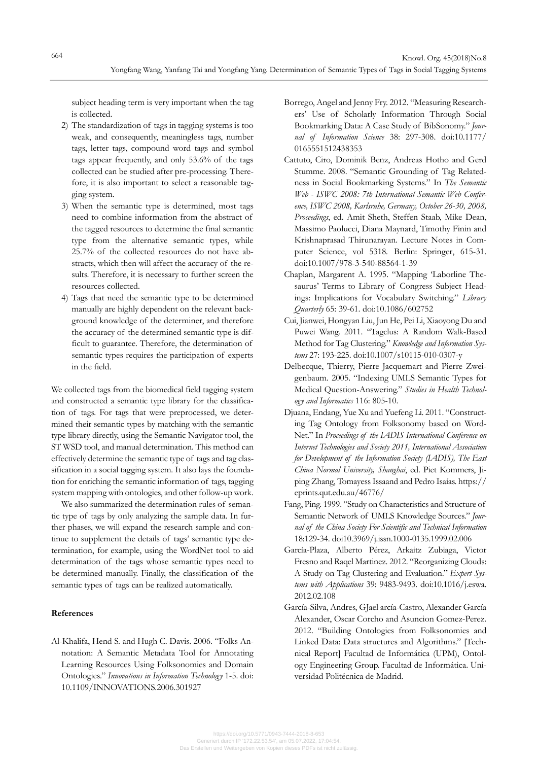subject heading term is very important when the tag is collected.

2) The standardization of tags in tagging systems is too weak, and consequently, meaningless tags, number tags, letter tags, compound word tags and symbol tags appear frequently, and only 53.6% of the tags collected can be studied after pre-processing. Therefore, it is also important to select a reasonable tagging system.
3) When the semantic type is determined, most tags need to combine information from the abstract of the tagged resources to determine the final semantic type from the alternative semantic types, while 25.7% of the collected resources do not have abstracts, which then will affect the accuracy of the results. Therefore, it is necessary to further screen the resources collected.
4) Tags that need the semantic type to be determined manually are highly dependent on the relevant background knowledge of the determiner, and therefore the accuracy of the determined semantic type is difficult to guarantee. Therefore, the determination of semantic types requires the participation of experts in the field.

We collected tags from the biomedical field tagging system and constructed a semantic type library for the classification of tags. For tags that were preprocessed, we determined their semantic types by matching with the semantic type library directly, using the Semantic Navigator tool, the ST WSD tool, and manual determination. This method can effectively determine the semantic type of tags and tag classification in a social tagging system. It also lays the foundation for enriching the semantic information of tags, tagging system mapping with ontologies, and other follow-up work.

We also summarized the determination rules of semantic type of tags by only analyzing the sample data. In further phases, we will expand the research sample and continue to supplement the details of tags' semantic type determination, for example, using the WordNet tool to aid determination of the tags whose semantic types need to be determined manually. Finally, the classification of the semantic types of tags can be realized automatically.

## References

Al-Khalifa, Hend S. and Hugh C. Davis. 2006. "Folks Annotation: A Semantic Metadata Tool for Annotating Learning Resources Using Folksonomies and Domain Ontologies." *Innovations in Information Technology* 1-5. doi: 10.1109/INNOVATIONS.2006.301927

Borrego, Angel and Jenny Fry. 2012. "Measuring Researchers' Use of Scholarly Information Through Social Bookmarking Data: A Case Study of BibSonomy." *Journal of Information Science* 38: 297-308. doi:10.1177/0165551512438353

Cattuto, Ciro, Dominik Benz, Andreas Hotho and Gerd Stumme. 2008. "Semantic Grounding of Tag Relatedness in Social Bookmarking Systems." In *The Semantic Web - ISWC 2008: 7th International Semantic Web Conference, ISWC 2008, Karlsruhe, Germany, October 26-30, 2008, Proceedings*, ed. Amit Sheth, Steffen Staab, Mike Dean, Massimo Paolucci, Diana Maynard, Timothy Finin and Krishnaprasad Thirunarayan. Lecture Notes in Computer Science, vol 5318. Berlin: Springer, 615-31. doi:10.1007/978-3-540-88564-1-39

Chaplan, Margarent A. 1995. "Mapping 'Laborline Thesaurus' Terms to Library of Congress Subject Headings: Implications for Vocabulary Switching." *Library Quarterly* 65: 39-61. doi:10.1086/602752

Cui, Jianwei, Hongyan Liu, Jun He, Pei Li, Xiaoyong Du and Puwei Wang. 2011. "Tagclus: A Random Walk-Based Method for Tag Clustering." *Knowledge and Information Systems* 27: 193-225. doi:10.1007/s10115-010-0307-y

Delbecque, Thierry, Pierre Jacquemart and Pierre Zweigenbaum. 2005. "Indexing UMLS Semantic Types for Medical Question-Answering." *Studies in Health Technology and Informatics* 116: 805-10.

Djuana, Endang, Yue Xu and Yuefeng Li. 2011. "Constructing Tag Ontology from Folksonomy based on WordNet." In *Proceedings of the IADIS International Conference on Internet Technologies and Society 2011, International Association for Development of the Information Society (IADIS), The East China Normal University, Shanghai*, ed. Piet Kommers, Jiping Zhang, Tomayess Issaand and Pedro Isaías. https://eprints.qut.edu.au/46776/

Fang, Ping. 1999. "Study on Characteristics and Structure of Semantic Network of UMLS Knowledge Sources." *Journal of the China Society For Scientific and Technical Information* 18:129-34. doi10.3969/j.issn.1000-0135.1999.02.006

García-Plaza, Alberto Pérez, Arkaitz Zubiaga, Victor Fresno and Raqel Martinez. 2012. "Reorganizing Clouds: A Study on Tag Clustering and Evaluation." *Expert Systems with Applications* 39: 9483-9493. doi:10.1016/j.eswa.2012.02.108

García-Silva, Andres, GJael arcía-Castro, Alexander García Alexander, Oscar Corcho and Asuncion Gomez-Perez. 2012. "Building Ontologies from Folksonomies and Linked Data: Data structures and Algorithms." [Technical Report] Facultad de Informática (UPM), Ontology Engineering Group. Facultad de Informática. Universidad Politécnica de Madrid.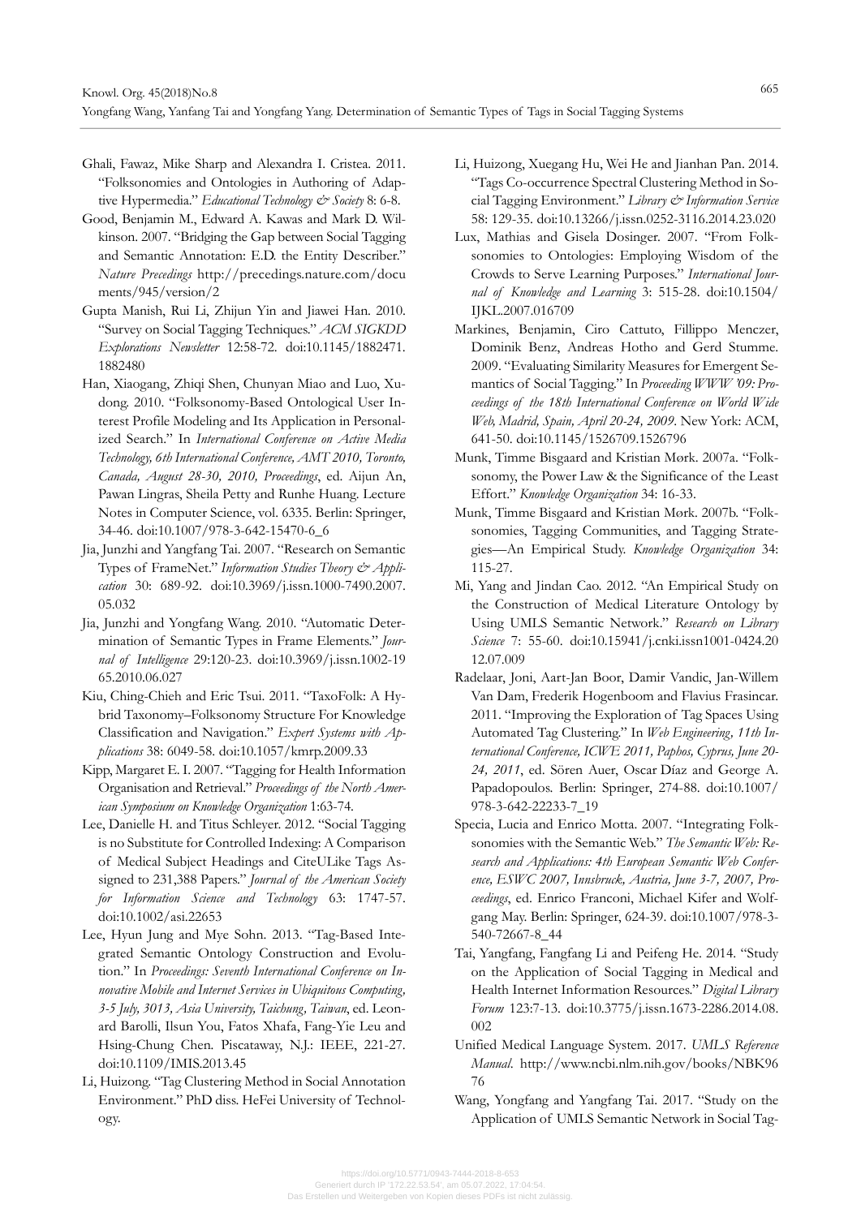Ghali, Fawaz, Mike Sharp and Alexandra I. Cristea. 2011. "Folksonomies and Ontologies in Authoring of Adaptive Hypermedia." *Educational Technology & Society* 8: 6-8.

Good, Benjamin M., Edward A. Kawas and Mark D. Wilkinson. 2007. "Bridging the Gap between Social Tagging and Semantic Annotation: E.D. the Entity Describer." *Nature Precedings* http://precedings.nature.com/documents/945/version/2

Gupta Manish, Rui Li, Zhijun Yin and Jiawei Han. 2010. "Survey on Social Tagging Techniques." *ACM SIGKDD Explorations Newsletter* 12:58-72. doi:10.1145/1882471.1882480

Han, Xiaogang, Zhiqi Shen, Chunyan Miao and Luo, Xudong. 2010. "Folksonomy-Based Ontological User Interest Profile Modeling and Its Application in Personalized Search." In *International Conference on Active Media Technology, 6th International Conference, AMT 2010, Toronto, Canada, August 28-30, 2010, Proceedings*, ed. Aijun An, Pawan Lingras, Sheila Petty and Runhe Huang. Lecture Notes in Computer Science, vol. 6335. Berlin: Springer, 34-46. doi:10.1007/978-3-642-15470-6_6

Jia, Junzhi and Yangfang Tai. 2007. "Research on Semantic Types of FrameNet." *Information Studies Theory & Application* 30: 689-92. doi:10.3969/j.issn.1000-7490.2007.05.032

Jia, Junzhi and Yongfang Wang. 2010. "Automatic Determination of Semantic Types in Frame Elements." *Journal of Intelligence* 29:120-23. doi:10.3969/j.issn.1002-1965.2010.06.027

Kiu, Ching-Chieh and Eric Tsui. 2011. "TaxoFolk: A Hybrid Taxonomy–Folksonomy Structure For Knowledge Classification and Navigation." *Expert Systems with Applications* 38: 6049-58. doi:10.1057/kmrp.2009.33

Kipp, Margaret E. I. 2007. "Tagging for Health Information Organisation and Retrieval." *Proceedings of the North American Symposium on Knowledge Organization* 1:63-74.

Lee, Danielle H. and Titus Schleyer. 2012. "Social Tagging is no Substitute for Controlled Indexing: A Comparison of Medical Subject Headings and CiteULike Tags Assigned to 231,388 Papers." *Journal of the American Society for Information Science and Technology* 63: 1747-57. doi:10.1002/asi.22653

Lee, Hyun Jung and Mye Sohn. 2013. "Tag-Based Integrated Semantic Ontology Construction and Evolution." In *Proceedings: Seventh International Conference on Innovative Mobile and Internet Services in Ubiquitous Computing, 3-5 July, 3013, Asia University, Taichung, Taiwan*, ed. Leonard Barolli, Ilsun You, Fatos Xhafa, Fang-Yie Leu and Hsing-Chung Chen. Piscataway, N.J.: IEEE, 221-27. doi:10.1109/IMIS.2013.45

Li, Huizong. "Tag Clustering Method in Social Annotation Environment." PhD diss. HeFei University of Technology.

Li, Huizong, Xuegang Hu, Wei He and Jianhan Pan. 2014. "Tags Co-occurrence Spectral Clustering Method in Social Tagging Environment." *Library & Information Service* 58: 129-35. doi:10.13266/j.issn.0252-3116.2014.23.020

Lux, Mathias and Gisela Dosinger. 2007. "From Folksonomies to Ontologies: Employing Wisdom of the Crowds to Serve Learning Purposes." *International Journal of Knowledge and Learning* 3: 515-28. doi:10.1504/IJKL.2007.016709

Markines, Benjamin, Ciro Cattuto, Fillippo Menczer, Dominik Benz, Andreas Hotho and Gerd Stumme. 2009. "Evaluating Similarity Measures for Emergent Semantics of Social Tagging." In *Proceeding WWW '09: Proceedings of the 18th International Conference on World Wide Web, Madrid, Spain, April 20-24, 2009*. New York: ACM, 641-50. doi:10.1145/1526709.1526796

Munk, Timme Bisgaard and Kristian Mørk. 2007a. "Folksonomy, the Power Law & the Significance of the Least Effort." *Knowledge Organization* 34: 16-33.

Munk, Timme Bisgaard and Kristian Mørk. 2007b. "Folksonomies, Tagging Communities, and Tagging Strategies—An Empirical Study. *Knowledge Organization* 34: 115-27.

Mi, Yang and Jindan Cao. 2012. "An Empirical Study on the Construction of Medical Literature Ontology by Using UMLS Semantic Network." *Research on Library Science* 7: 55-60. doi:10.15941/j.cnki.issn1001-0424.2012.07.009

Radelaar, Joni, Aart-Jan Boor, Damir Vandic, Jan-Willem Van Dam, Frederik Hogenboom and Flavius Frasincar. 2011. "Improving the Exploration of Tag Spaces Using Automated Tag Clustering." In *Web Engineering, 11th International Conference, ICWE 2011, Paphos, Cyprus, June 20-24, 2011*, ed. Sören Auer, Oscar Díaz and George A. Papadopoulos. Berlin: Springer, 274-88. doi:10.1007/978-3-642-22233-7_19

Specia, Lucia and Enrico Motta. 2007. "Integrating Folksonomies with the Semantic Web." *The Semantic Web: Research and Applications: 4th European Semantic Web Conference, ESWC 2007, Innsbruck, Austria, June 3-7, 2007, Proceedings*, ed. Enrico Franconi, Michael Kifer and Wolfgang May. Berlin: Springer, 624-39. doi:10.1007/978-3-540-72667-8_44

Tai, Yangfang, Fangfang Li and Peifeng He. 2014. "Study on the Application of Social Tagging in Medical and Health Internet Information Resources." *Digital Library Forum* 123:7-13. doi:10.3775/j.issn.1673-2286.2014.08.002

Unified Medical Language System. 2017. *UMLS Reference Manual*. http://www.ncbi.nlm.nih.gov/books/NBK9676

Wang, Yongfang and Yangfang Tai. 2017. "Study on the Application of UMLS Semantic Network in Social Tag-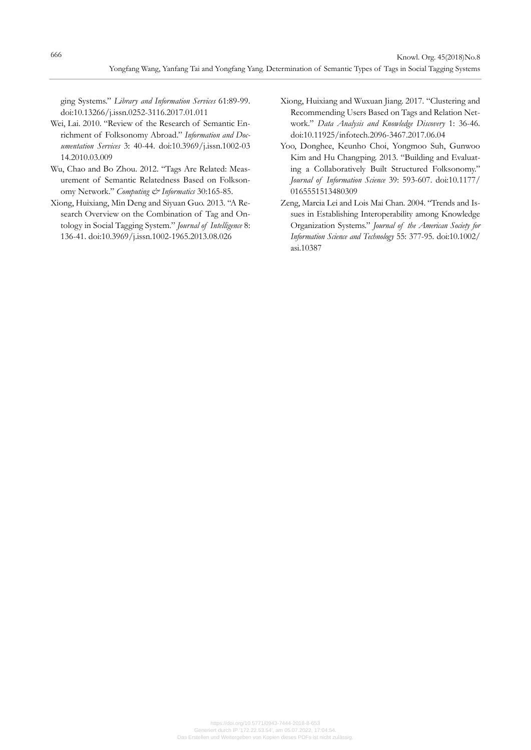ging Systems." *Library and Information Services* 61:89-99. doi:10.13266/j.issn.0252-3116.2017.01.011

Wei, Lai. 2010. "Review of the Research of Semantic Enrichment of Folksonomy Abroad." *Information and Documentation Services* 3: 40-44. doi:10.3969/j.issn.1002-0314.2010.03.009

Wu, Chao and Bo Zhou. 2012. "Tags Are Related: Measurement of Semantic Relatedness Based on Folksonomy Network." *Computing & Informatics* 30:165-85.

Xiong, Huixiang, Min Deng and Siyuan Guo. 2013. "A Research Overview on the Combination of Tag and Ontology in Social Tagging System." *Journal of Intelligence* 8: 136-41. doi:10.3969/j.issn.1002-1965.2013.08.026

Xiong, Huixiang and Wuxuan Jiang. 2017. "Clustering and Recommending Users Based on Tags and Relation Network." *Data Analysis and Knowledge Discovery* 1: 36-46. doi:10.11925/infotech.2096-3467.2017.06.04

Yoo, Donghee, Keunho Choi, Yongmoo Suh, Gunwoo Kim and Hu Changping. 2013. "Building and Evaluating a Collaboratively Built Structured Folksonomy." *Journal of Information Science* 39: 593-607. doi:10.1177/0165551513480309

Zeng, Marcia Lei and Lois Mai Chan. 2004. "Trends and Issues in Establishing Interoperability among Knowledge Organization Systems." *Journal of the American Society for Information Science and Technology* 55: 377-95. doi:10.1002/asi.10387